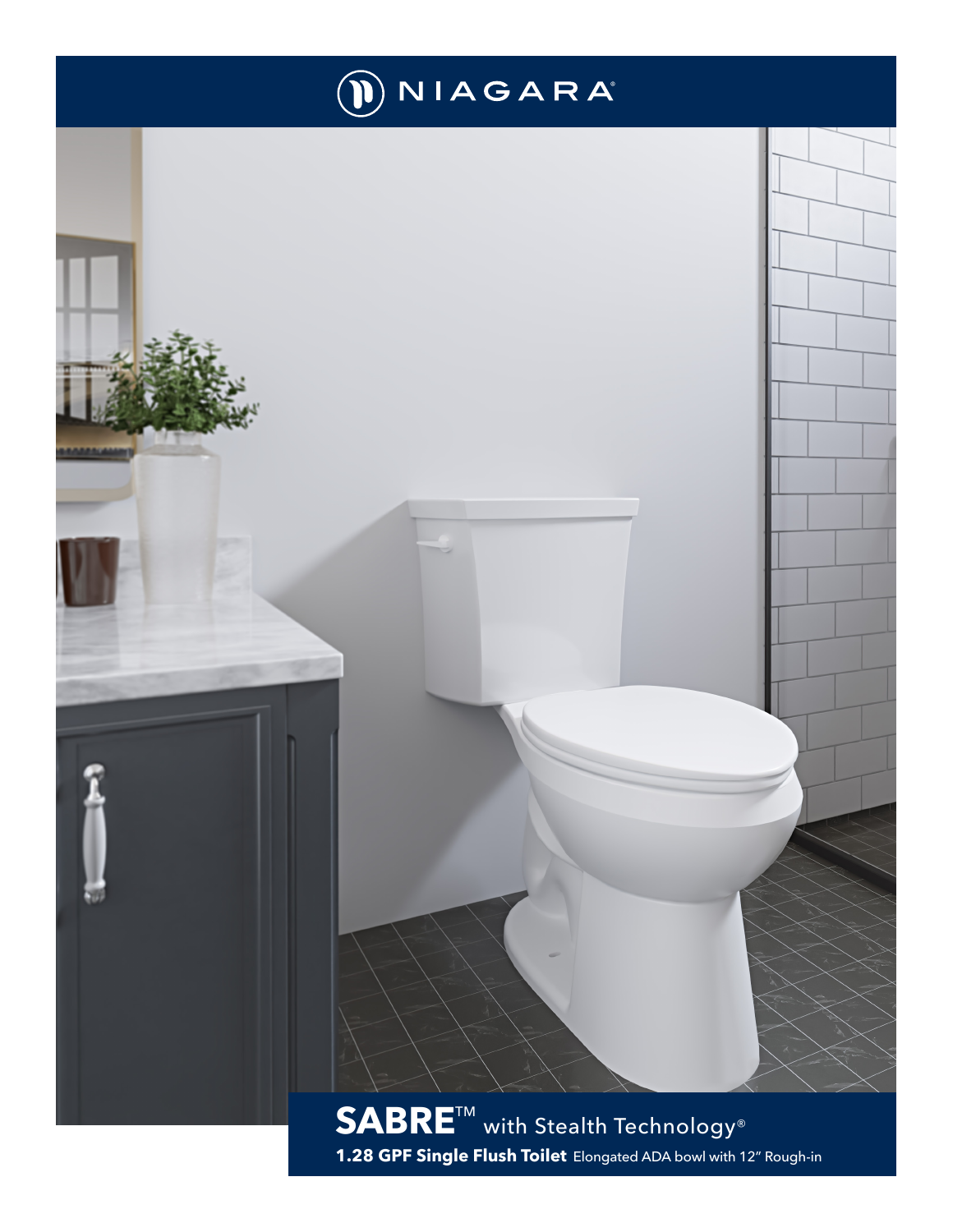NIAGARA®

# SABRE™ with Stealth Technology®

**1.28 GPF Single Flush Toilet** Elongated ADA bowl with 12″ Rough-in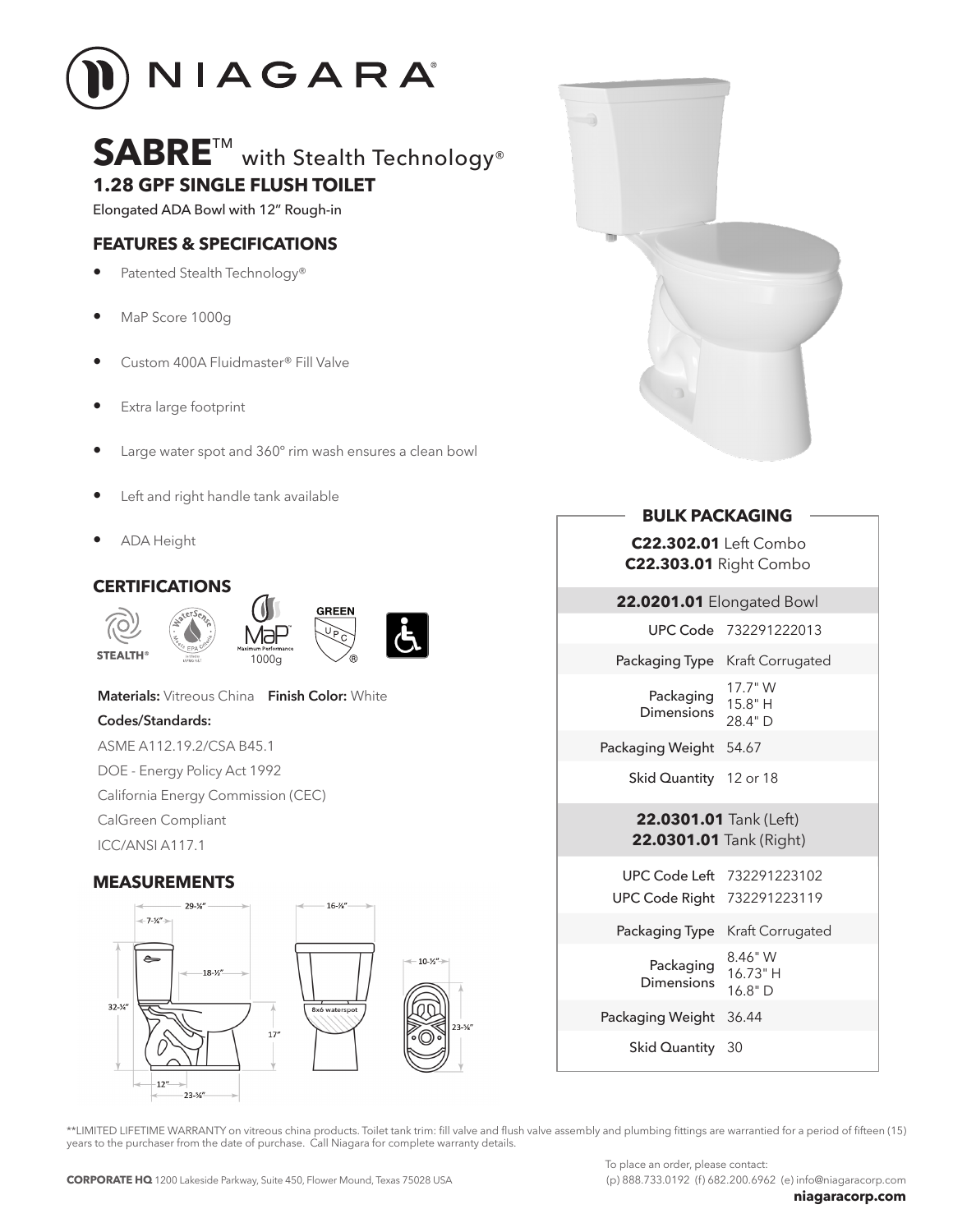# NIAGARA®

## SABRE™ with Stealth Technology®

### 1.28 GPF SINGLE FLUSH TOILET

Elongated ADA Bowl with 12" Rough-in

### FEATURES & SPECIFICATIONS

- Patented Stealth Technology®
- MaP Score 1000g
- Custom 400A Fluidmaster® Fill Valve
- Extra large footprint
- Large water spot and 360º rim wash ensures a clean bowl
- Left and right handle tank available
- ADA Height

### CERTIFICATIONS

STEALTH® MaP Maximum Performance 1000g GREEN UPC ®

**Materials:** Vitreous China **Finish Color:** White

**Codes/Standards:**

ASME A112.19.2/CSA B45.1

DOE - Energy Policy Act 1992

California Energy Commission (CEC)

CalGreen Compliant

ICC/ANSI A117.1

### MEASUREMENTS

29-⅝"
7-¾"
18-½"
32-¾"
12"
23-⅜"
16-⅞"
8x6 waterspot
17"
10-½"
23-¾"

### BULK PACKAGING

**C22.302.01** Left Combo
**C22.303.01** Right Combo

| | |
|---|---|
| **22.0201.01** Elongated Bowl | |
| UPC Code | 732291222013 |
| Packaging Type | Kraft Corrugated |
| Packaging Dimensions | 17.7" W 15.8" H 28.4" D |
| Packaging Weight | 54.67 |
| Skid Quantity | 12 or 18 |
| **22.0301.01** Tank (Left) **22.0301.01** Tank (Right) | |
| UPC Code Left | 732291223102 |
| UPC Code Right | 732291223119 |
| Packaging Type | Kraft Corrugated |
| Packaging Dimensions | 8.46" W 16.73" H 16.8" D |
| Packaging Weight | 36.44 |
| Skid Quantity | 30 |

**LIMITED LIFETIME WARRANTY on vitreous china products. Toilet tank trim: fill valve and flush valve assembly and plumbing fittings are warrantied for a period of fifteen (15) years to the purchaser from the date of purchase. Call Niagara for complete warranty details.

**CORPORATE HQ** 1200 Lakeside Parkway, Suite 450, Flower Mound, Texas 75028 USA

To place an order, please contact:
(p) 888.733.0192 (f) 682.200.6962 (e) info@niagaracorp.com
**niagaracorp.com**